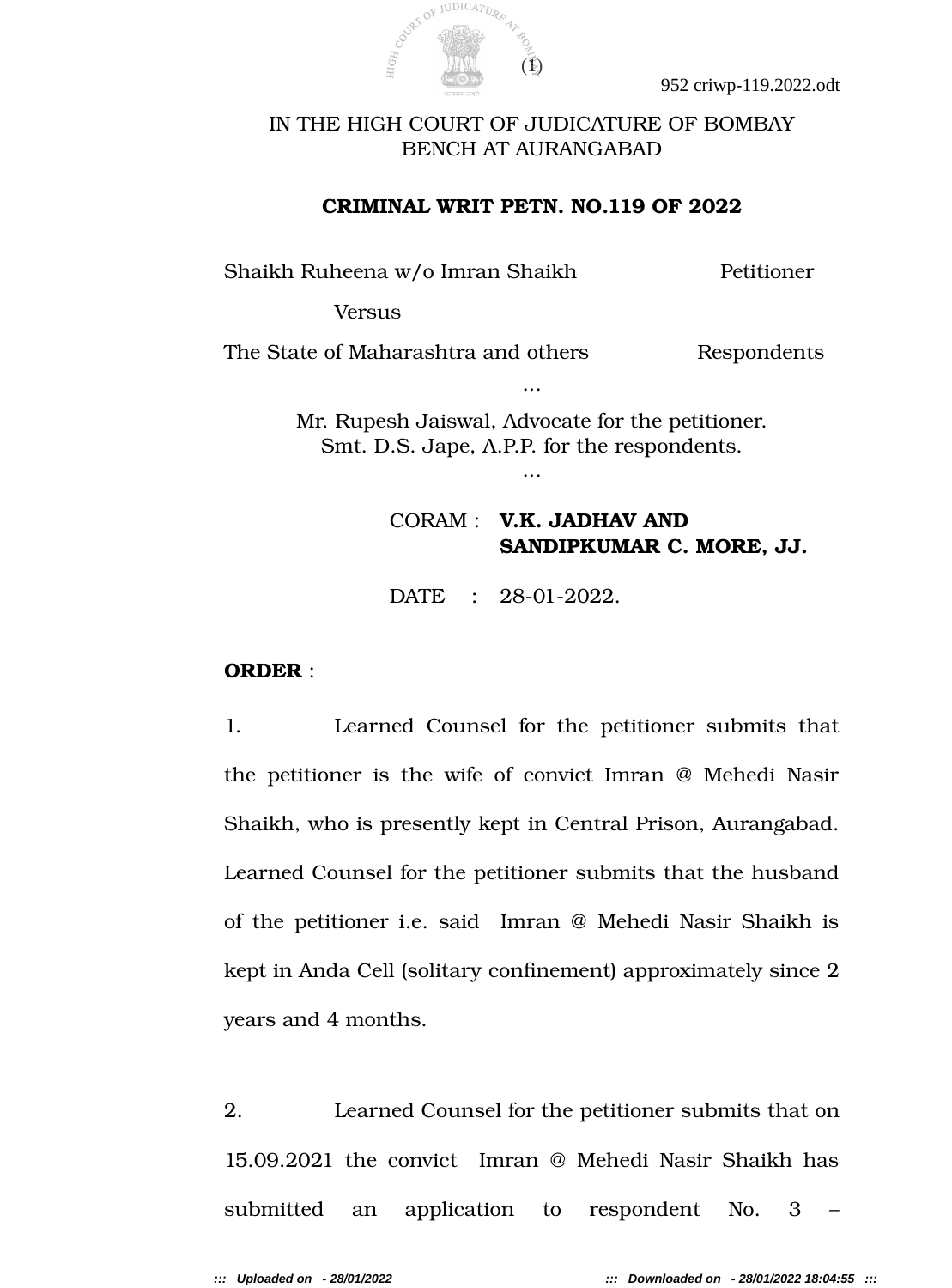# IN THE HIGH COURT OF JUDICATURE OF BOMBAY BENCH AT AURANGABAD

## CRIMINAL WRIT PETN. NO.119 OF 2022

Shaikh Ruheena w/o Imran Shaikh — Petitioner

Versus

The State of Maharashtra and others — Respondents

...

Mr. Rupesh Jaiswal, Advocate for the petitioner.
Smt. D.S. Jape, A.P.P. for the respondents.

...

CORAM : **V.K. JADHAV AND SANDIPKUMAR C. MORE, JJ.**

DATE : 28-01-2022.

**ORDER** :

1. Learned Counsel for the petitioner submits that the petitioner is the wife of convict Imran @ Mehedi Nasir Shaikh, who is presently kept in Central Prison, Aurangabad. Learned Counsel for the petitioner submits that the husband of the petitioner i.e. said Imran @ Mehedi Nasir Shaikh is kept in Anda Cell (solitary confinement) approximately since 2 years and 4 months.

2. Learned Counsel for the petitioner submits that on 15.09.2021 the convict Imran @ Mehedi Nasir Shaikh has submitted an application to respondent No. 3 –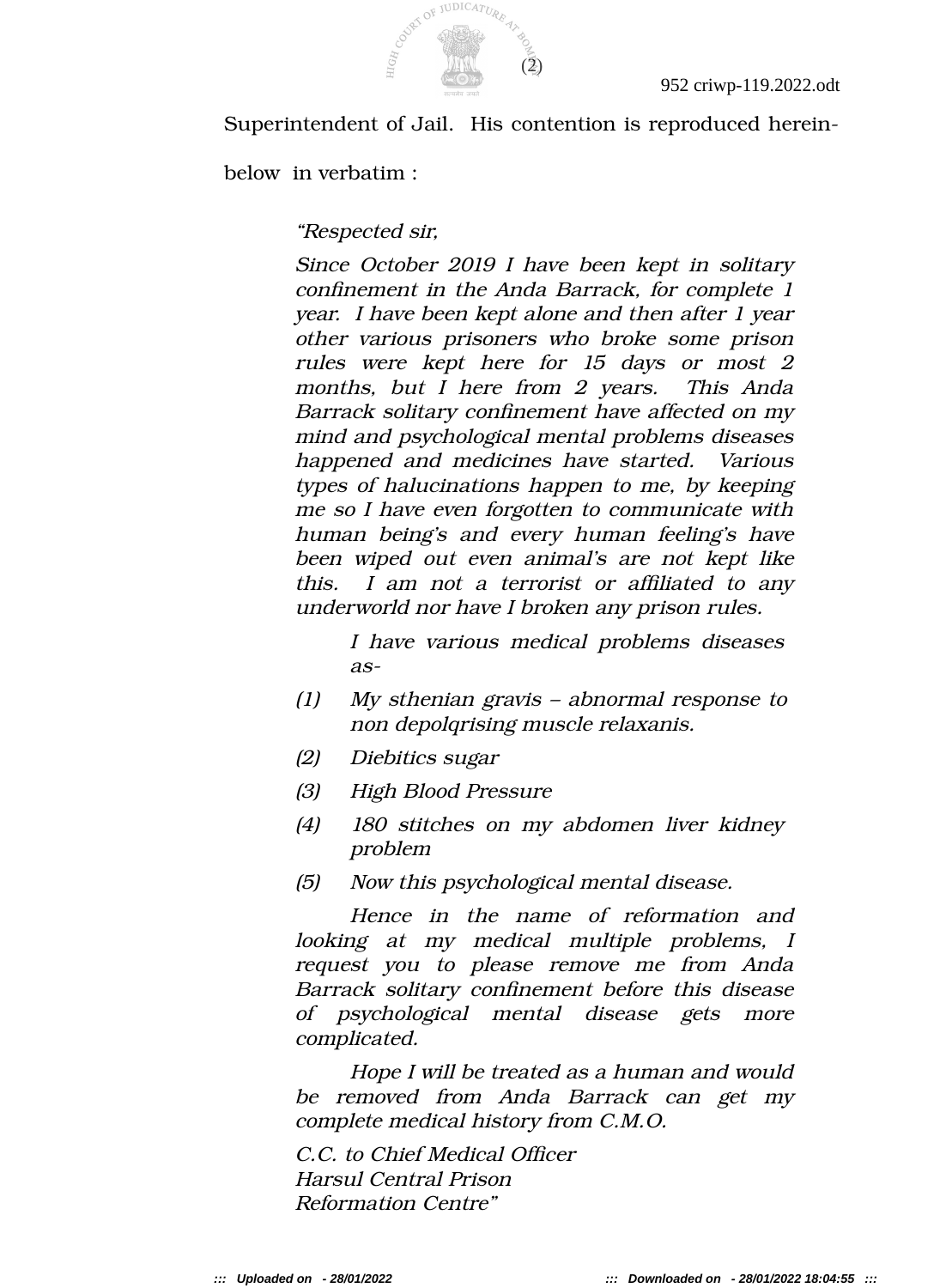Superintendent of Jail. His contention is reproduced herein-below in verbatim :

> *"Respected sir,*
>
> *Since October 2019 I have been kept in solitary confinement in the Anda Barrack, for complete 1 year. I have been kept alone and then after 1 year other various prisoners who broke some prison rules were kept here for 15 days or most 2 months, but I here from 2 years. This Anda Barrack solitary confinement have affected on my mind and psychological mental problems diseases happened and medicines have started. Various types of halucinations happen to me, by keeping me so I have even forgotten to communicate with human being's and every human feeling's have been wiped out even animal's are not kept like this. I am not a terrorist or affiliated to any underworld nor have I broken any prison rules.*
>
> *I have various medical problems diseases as-*
>
> *(1) My sthenian gravis – abnormal response to non depolqrising muscle relaxanis.*
>
> *(2) Diebitics sugar*
>
> *(3) High Blood Pressure*
>
> *(4) 180 stitches on my abdomen liver kidney problem*
>
> *(5) Now this psychological mental disease.*
>
> *Hence in the name of reformation and looking at my medical multiple problems, I request you to please remove me from Anda Barrack solitary confinement before this disease of psychological mental disease gets more complicated.*
>
> *Hope I will be treated as a human and would be removed from Anda Barrack can get my complete medical history from C.M.O.*
>
> *C.C. to Chief Medical Officer*
> *Harsul Central Prison*
> *Reformation Centre"*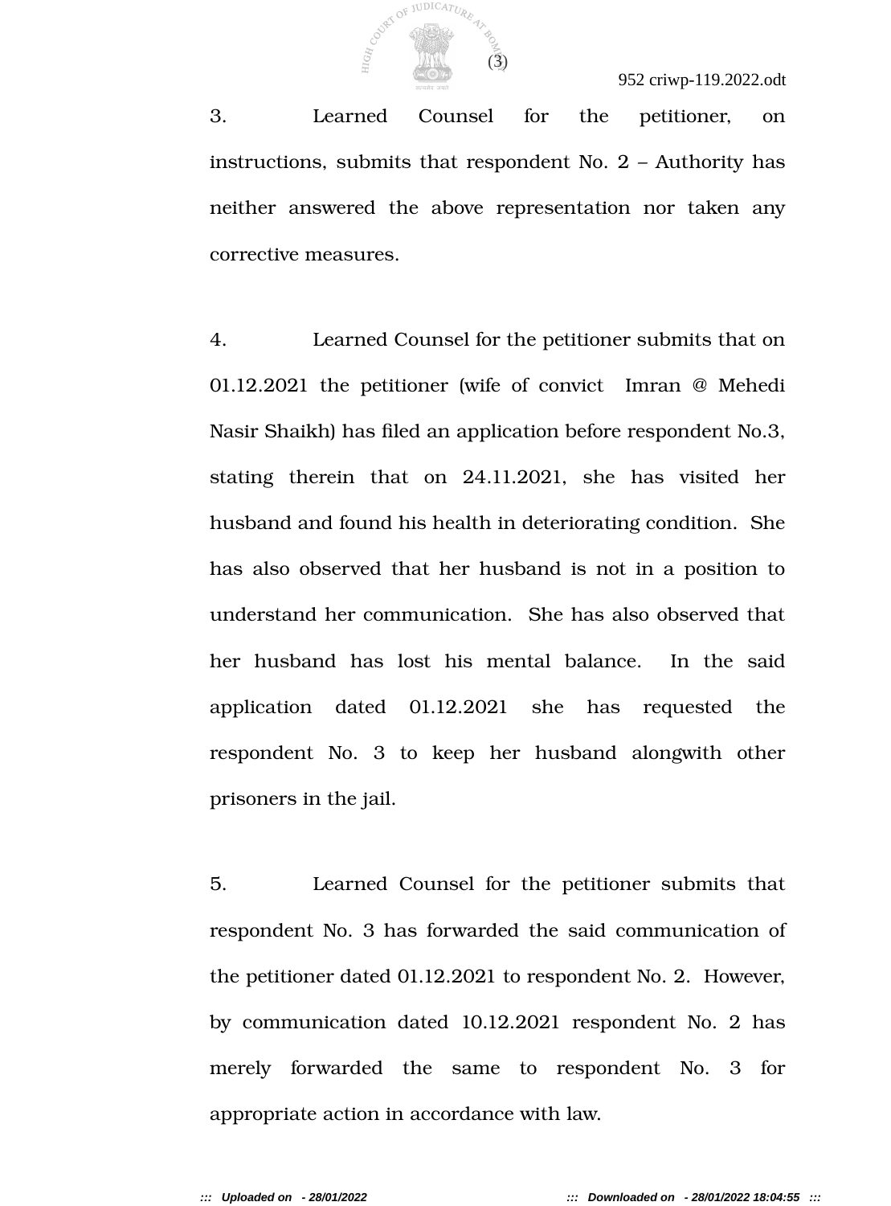3. Learned Counsel for the petitioner, on instructions, submits that respondent No. 2 – Authority has neither answered the above representation nor taken any corrective measures.

4. Learned Counsel for the petitioner submits that on 01.12.2021 the petitioner (wife of convict Imran @ Mehedi Nasir Shaikh) has filed an application before respondent No.3, stating therein that on 24.11.2021, she has visited her husband and found his health in deteriorating condition. She has also observed that her husband is not in a position to understand her communication. She has also observed that her husband has lost his mental balance. In the said application dated 01.12.2021 she has requested the respondent No. 3 to keep her husband alongwith other prisoners in the jail.

5. Learned Counsel for the petitioner submits that respondent No. 3 has forwarded the said communication of the petitioner dated 01.12.2021 to respondent No. 2. However, by communication dated 10.12.2021 respondent No. 2 has merely forwarded the same to respondent No. 3 for appropriate action in accordance with law.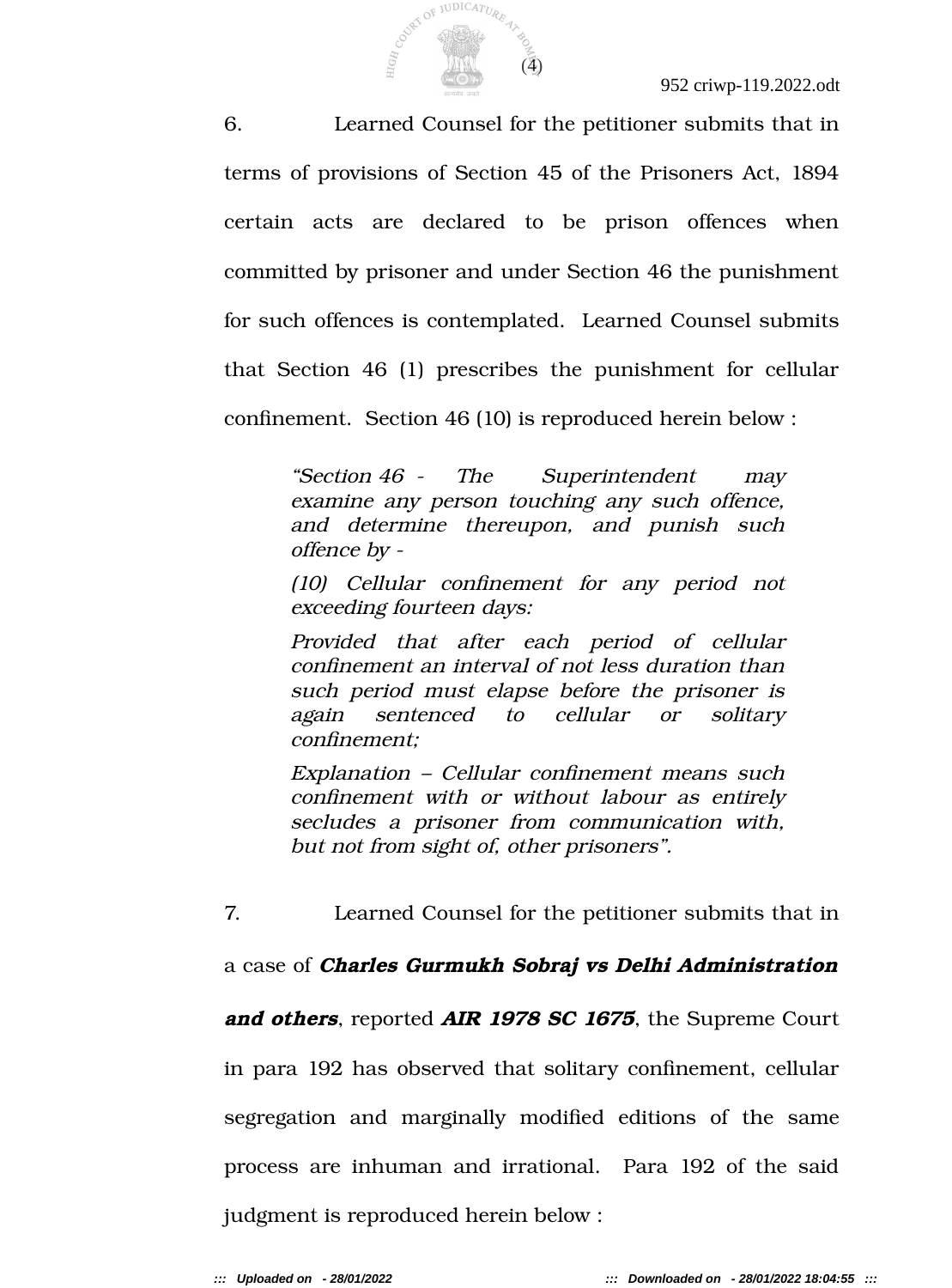6. Learned Counsel for the petitioner submits that in terms of provisions of Section 45 of the Prisoners Act, 1894 certain acts are declared to be prison offences when committed by prisoner and under Section 46 the punishment for such offences is contemplated. Learned Counsel submits that Section 46 (1) prescribes the punishment for cellular confinement. Section 46 (10) is reproduced herein below :

> *"Section 46 - The Superintendent may examine any person touching any such offence, and determine thereupon, and punish such offence by -*
>
> *(10) Cellular confinement for any period not exceeding fourteen days:*
>
> *Provided that after each period of cellular confinement an interval of not less duration than such period must elapse before the prisoner is again sentenced to cellular or solitary confinement;*
>
> *Explanation – Cellular confinement means such confinement with or without labour as entirely secludes a prisoner from communication with, but not from sight of, other prisoners".*

7. Learned Counsel for the petitioner submits that in a case of ***Charles Gurmukh Sobraj vs Delhi Administration and others***, reported ***AIR 1978 SC 1675***, the Supreme Court in para 192 has observed that solitary confinement, cellular segregation and marginally modified editions of the same process are inhuman and irrational. Para 192 of the said judgment is reproduced herein below :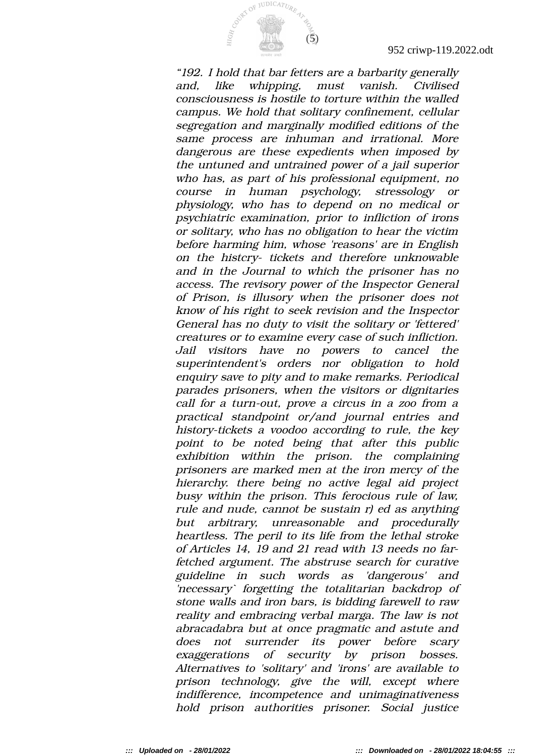*"192. I hold that bar fetters are a barbarity generally and, like whipping, must vanish. Civilised consciousness is hostile to torture within the walled campus. We hold that solitary confinement, cellular segregation and marginally modified editions of the same process are inhuman and irrational. More dangerous are these expedients when imposed by the untuned and untrained power of a jail superior who has, as part of his professional equipment, no course in human psychology, stressology or physiology, who has to depend on no medical or psychiatric examination, prior to infliction of irons or solitary, who has no obligation to hear the victim before harming him, whose 'reasons' are in English on the histcry- tickets and therefore unknowable and in the Journal to which the prisoner has no access. The revisory power of the Inspector General of Prison, is illusory when the prisoner does not know of his right to seek revision and the Inspector General has no duty to visit the solitary or 'fettered' creatures or to examine every case of such infliction. Jail visitors have no powers to cancel the superintendent's orders nor obligation to hold enquiry save to pity and to make remarks. Periodical parades prisoners, when the visitors or dignitaries call for a turn-out, prove a circus in a zoo from a practical standpoint or/and journal entries and history-tickets a voodoo according to rule, the key point to be noted being that after this public exhibition within the prison. the complaining prisoners are marked men at the iron mercy of the hierarchy. there being no active legal aid project busy within the prison. This ferocious rule of law, rule and nude, cannot be sustain r) ed as anything but arbitrary, unreasonable and procedurally heartless. The peril to its life from the lethal stroke of Articles 14, 19 and 21 read with 13 needs no far-fetched argument. The abstruse search for curative guideline in such words as 'dangerous' and 'necessary` forgetting the totalitarian backdrop of stone walls and iron bars, is bidding farewell to raw reality and embracing verbal marga. The law is not abracadabra but at once pragmatic and astute and does not surrender its power before scary exaggerations of security by prison bosses. Alternatives to 'solitary' and 'irons' are available to prison technology, give the will, except where indifference, incompetence and unimaginativeness hold prison authorities prisoner. Social justice*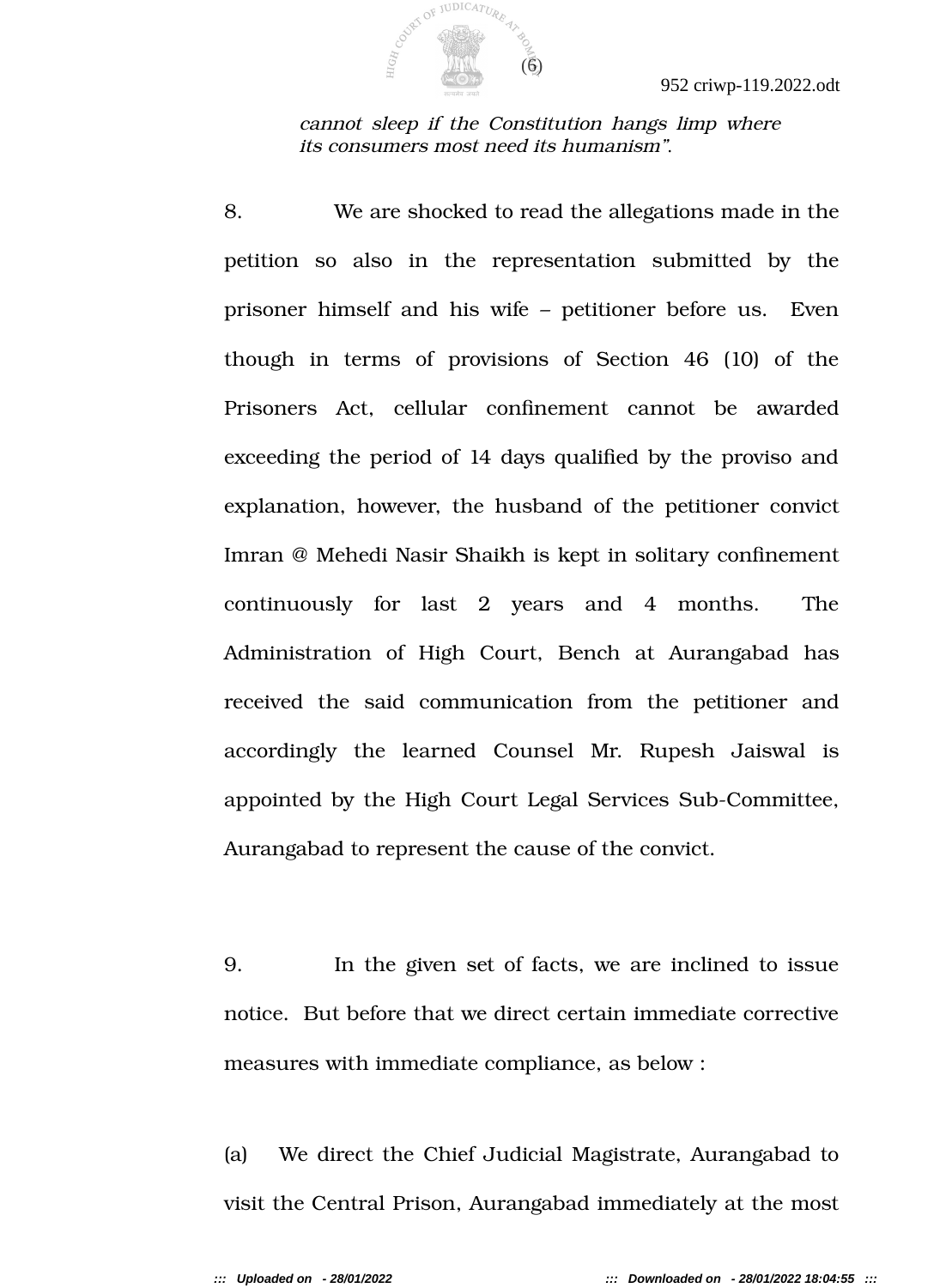*cannot sleep if the Constitution hangs limp where its consumers most need its humanism”.*

8. We are shocked to read the allegations made in the petition so also in the representation submitted by the prisoner himself and his wife – petitioner before us. Even though in terms of provisions of Section 46 (10) of the Prisoners Act, cellular confinement cannot be awarded exceeding the period of 14 days qualified by the proviso and explanation, however, the husband of the petitioner convict Imran @ Mehedi Nasir Shaikh is kept in solitary confinement continuously for last 2 years and 4 months. The Administration of High Court, Bench at Aurangabad has received the said communication from the petitioner and accordingly the learned Counsel Mr. Rupesh Jaiswal is appointed by the High Court Legal Services Sub-Committee, Aurangabad to represent the cause of the convict.

9. In the given set of facts, we are inclined to issue notice. But before that we direct certain immediate corrective measures with immediate compliance, as below :

(a) We direct the Chief Judicial Magistrate, Aurangabad to visit the Central Prison, Aurangabad immediately at the most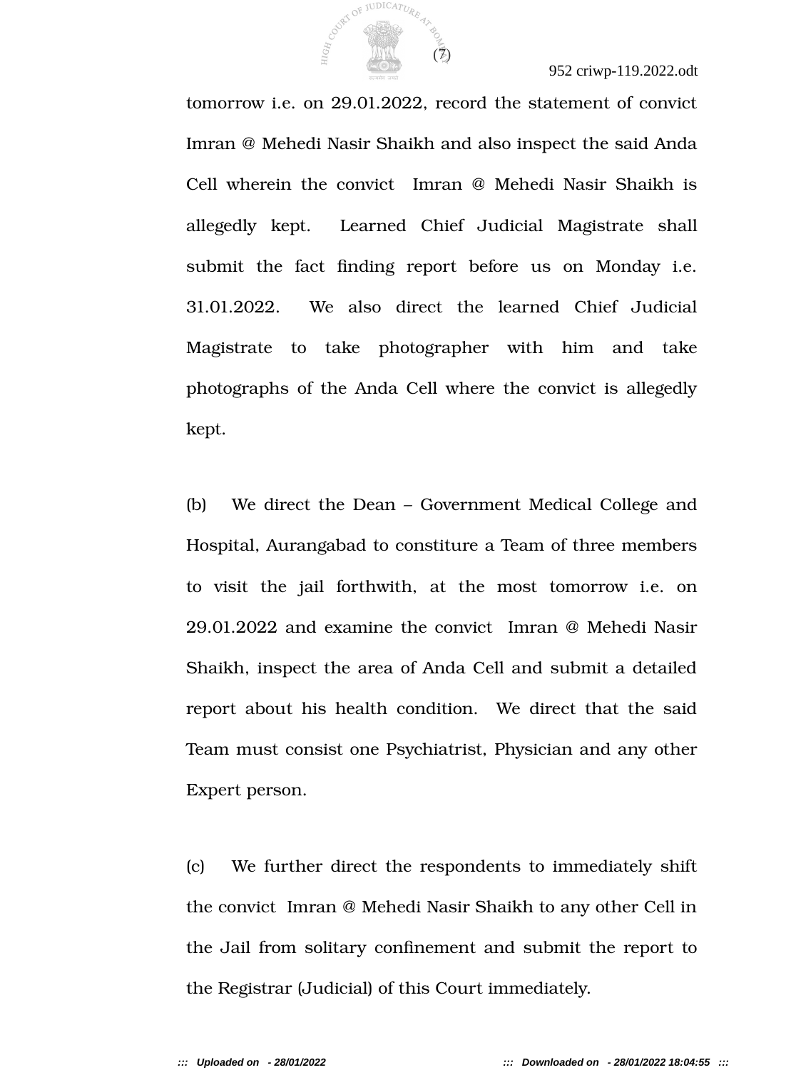tomorrow i.e. on 29.01.2022, record the statement of convict Imran @ Mehedi Nasir Shaikh and also inspect the said Anda Cell wherein the convict Imran @ Mehedi Nasir Shaikh is allegedly kept. Learned Chief Judicial Magistrate shall submit the fact finding report before us on Monday i.e. 31.01.2022. We also direct the learned Chief Judicial Magistrate to take photographer with him and take photographs of the Anda Cell where the convict is allegedly kept.

(b) We direct the Dean – Government Medical College and Hospital, Aurangabad to constiture a Team of three members to visit the jail forthwith, at the most tomorrow i.e. on 29.01.2022 and examine the convict Imran @ Mehedi Nasir Shaikh, inspect the area of Anda Cell and submit a detailed report about his health condition. We direct that the said Team must consist one Psychiatrist, Physician and any other Expert person.

(c) We further direct the respondents to immediately shift the convict Imran @ Mehedi Nasir Shaikh to any other Cell in the Jail from solitary confinement and submit the report to the Registrar (Judicial) of this Court immediately.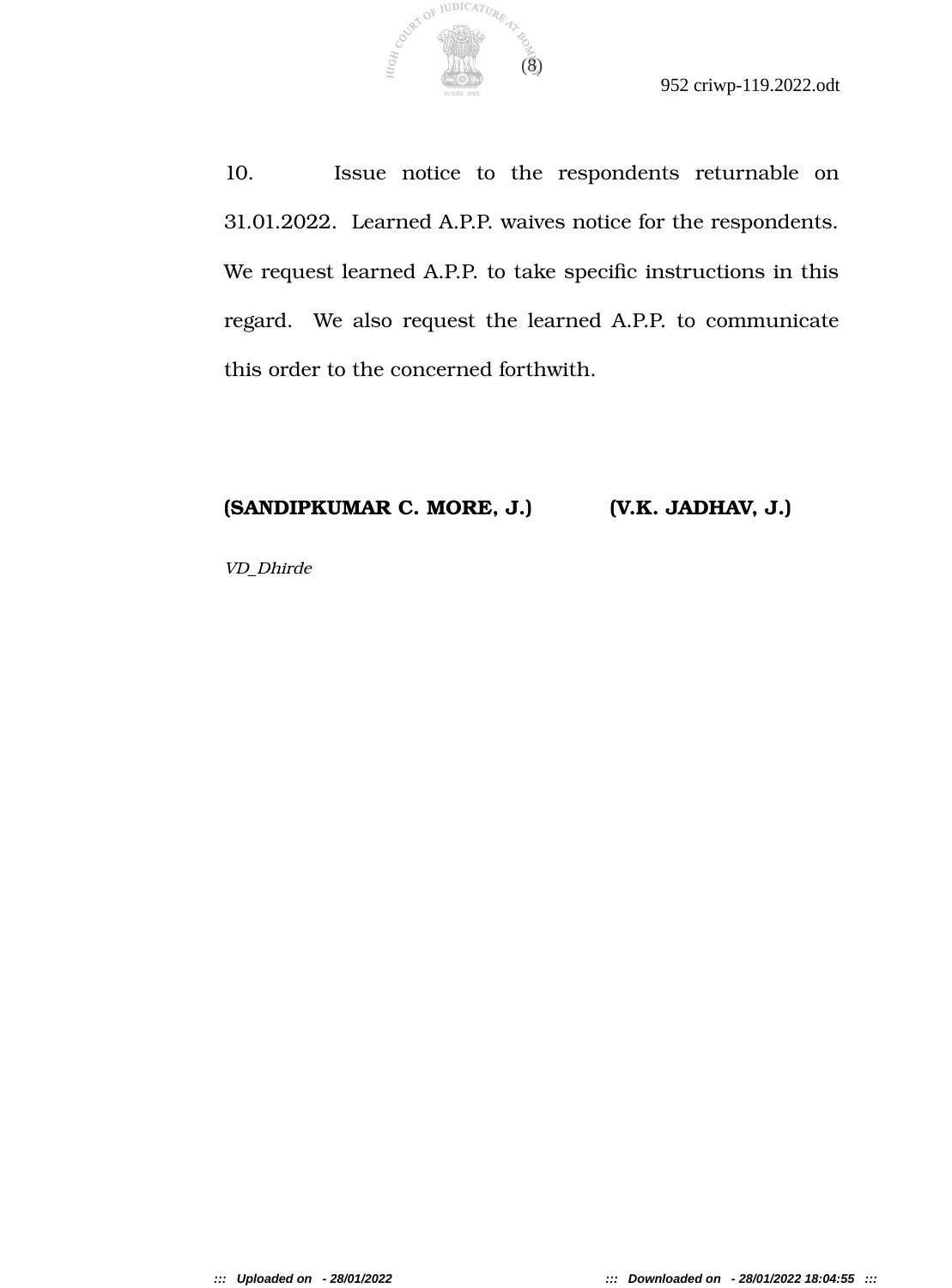10. Issue notice to the respondents returnable on 31.01.2022. Learned A.P.P. waives notice for the respondents. We request learned A.P.P. to take specific instructions in this regard. We also request the learned A.P.P. to communicate this order to the concerned forthwith.

**(SANDIPKUMAR C. MORE, J.)** **(V.K. JADHAV, J.)**

*VD_Dhirde*